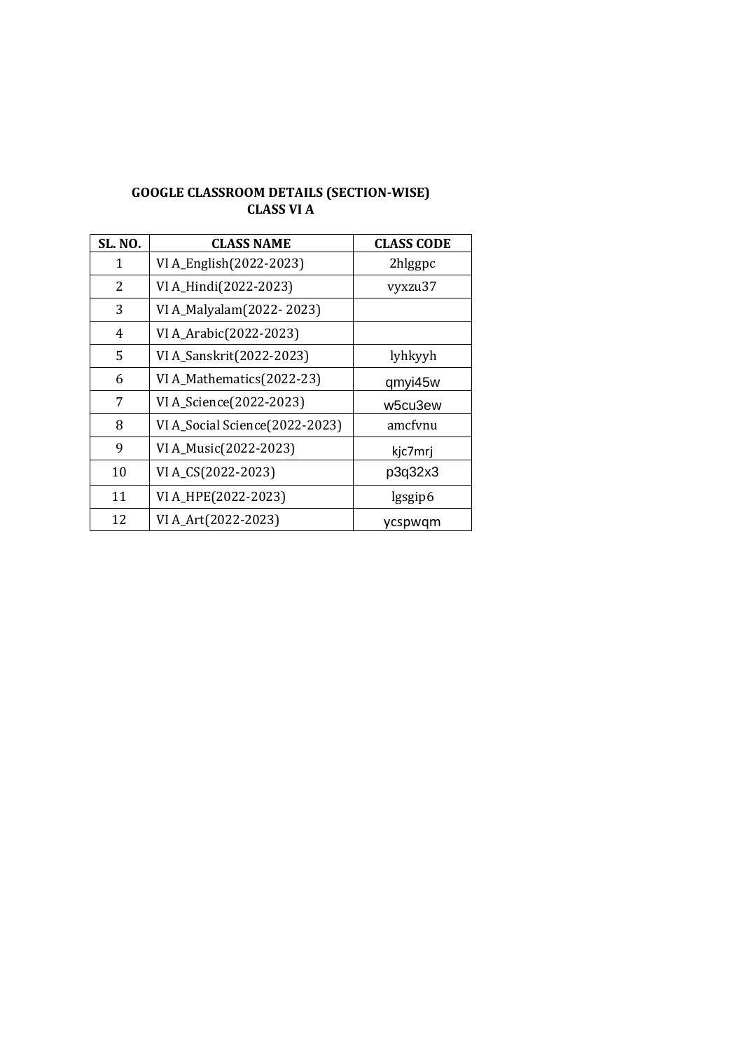**GOOGLE CLASSROOM DETAILS (SECTION-WISE)**
**CLASS VI A**

| SL. NO. | CLASS NAME | CLASS CODE |
|---|---|---|
| 1 | VI A_English(2022-2023) | 2hlggpc |
| 2 | VI A_Hindi(2022-2023) | vyxzu37 |
| 3 | VI A_Malyalam(2022- 2023) | |
| 4 | VI A_Arabic(2022-2023) | |
| 5 | VI A_Sanskrit(2022-2023) | lyhkyyh |
| 6 | VI A_Mathematics(2022-23) | qmyi45w |
| 7 | VI A_Science(2022-2023) | w5cu3ew |
| 8 | VI A_Social Science(2022-2023) | amcfvnu |
| 9 | VI A_Music(2022-2023) | kjc7mrj |
| 10 | VI A_CS(2022-2023) | p3q32x3 |
| 11 | VI A_HPE(2022-2023) | lgsgip6 |
| 12 | VI A_Art(2022-2023) | ycspwqm |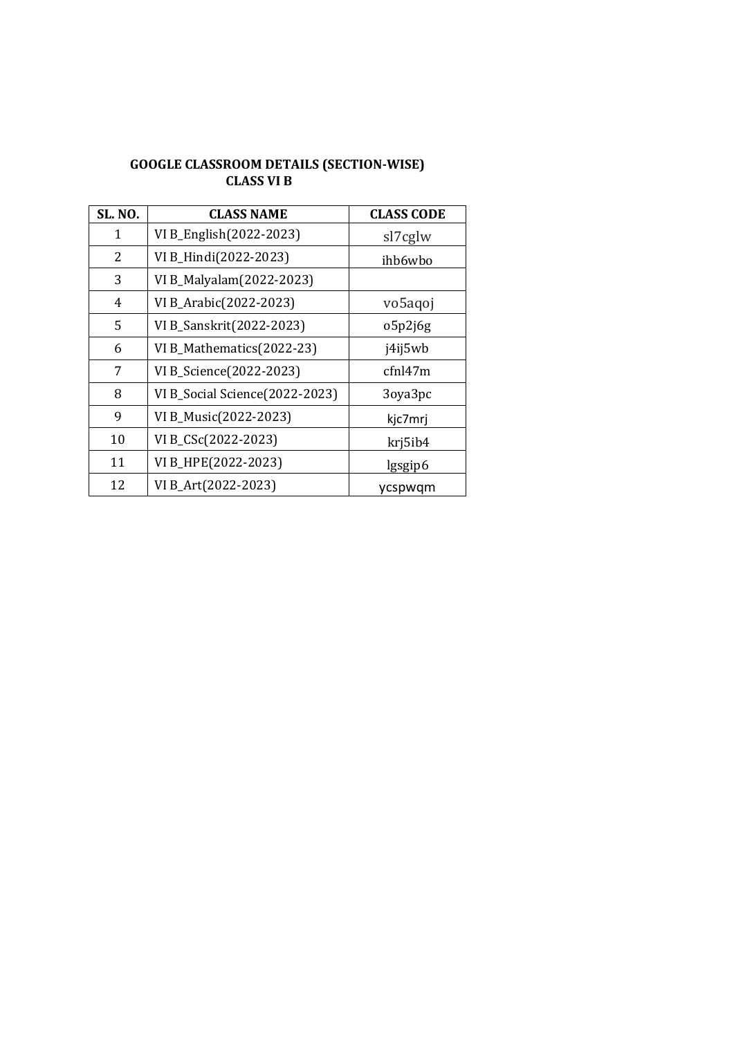**GOOGLE CLASSROOM DETAILS (SECTION-WISE)**
**CLASS VI B**

| SL. NO. | CLASS NAME | CLASS CODE |
|---|---|---|
| 1 | VI B_English(2022-2023) | sl7cglw |
| 2 | VI B_Hindi(2022-2023) | ihb6wbo |
| 3 | VI B_Malyalam(2022-2023) | |
| 4 | VI B_Arabic(2022-2023) | vo5aqoj |
| 5 | VI B_Sanskrit(2022-2023) | o5p2j6g |
| 6 | VI B_Mathematics(2022-23) | j4ij5wb |
| 7 | VI B_Science(2022-2023) | cfnl47m |
| 8 | VI B_Social Science(2022-2023) | 3oya3pc |
| 9 | VI B_Music(2022-2023) | kjc7mrj |
| 10 | VI B_CSc(2022-2023) | krj5ib4 |
| 11 | VI B_HPE(2022-2023) | lgsgip6 |
| 12 | VI B_Art(2022-2023) | ycspwqm |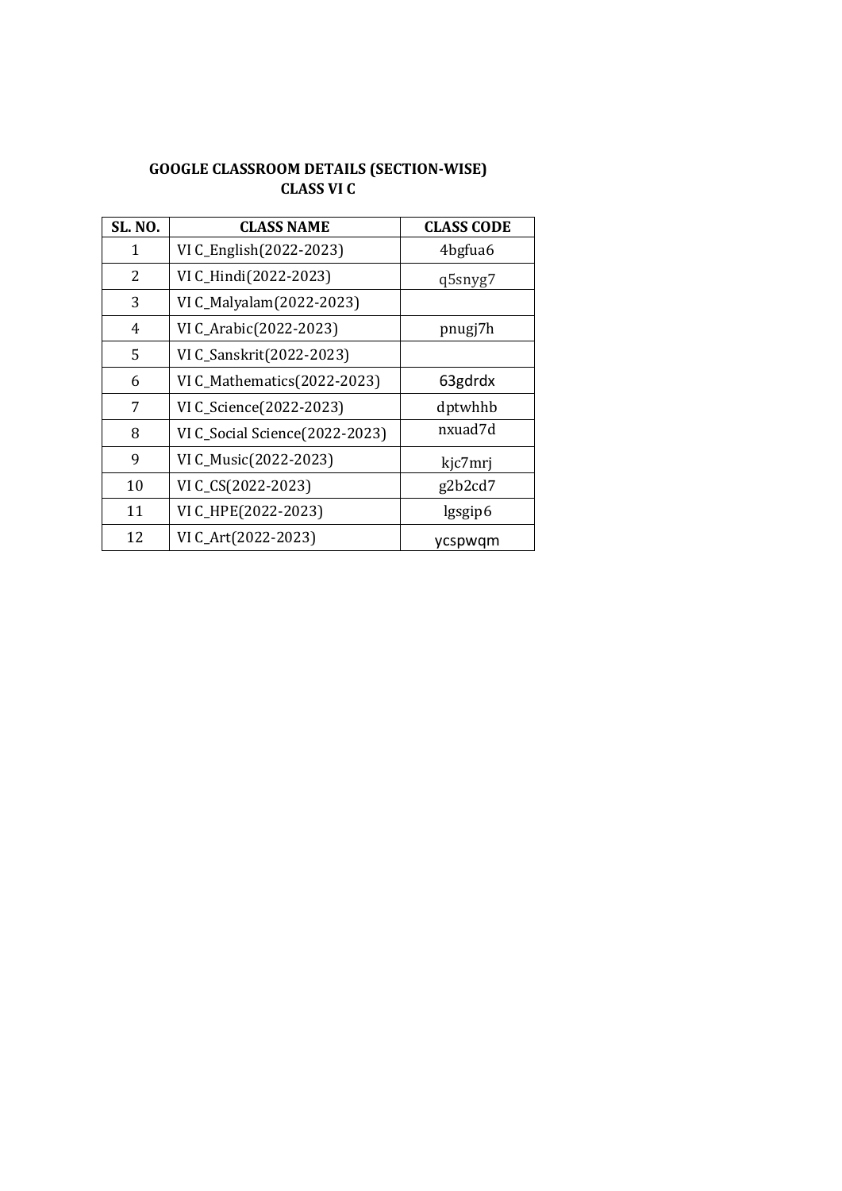**GOOGLE CLASSROOM DETAILS (SECTION-WISE)**
**CLASS VI C**

| SL. NO. | CLASS NAME | CLASS CODE |
|---|---|---|
| 1 | VI C_English(2022-2023) | 4bgfua6 |
| 2 | VI C_Hindi(2022-2023) | q5snyg7 |
| 3 | VI C_Malyalam(2022-2023) | |
| 4 | VI C_Arabic(2022-2023) | pnugj7h |
| 5 | VI C_Sanskrit(2022-2023) | |
| 6 | VI C_Mathematics(2022-2023) | 63gdrdx |
| 7 | VI C_Science(2022-2023) | dptwhhb |
| 8 | VI C_Social Science(2022-2023) | nxuad7d |
| 9 | VI C_Music(2022-2023) | kjc7mrj |
| 10 | VI C_CS(2022-2023) | g2b2cd7 |
| 11 | VI C_HPE(2022-2023) | lgsgip6 |
| 12 | VI C_Art(2022-2023) | ycspwqm |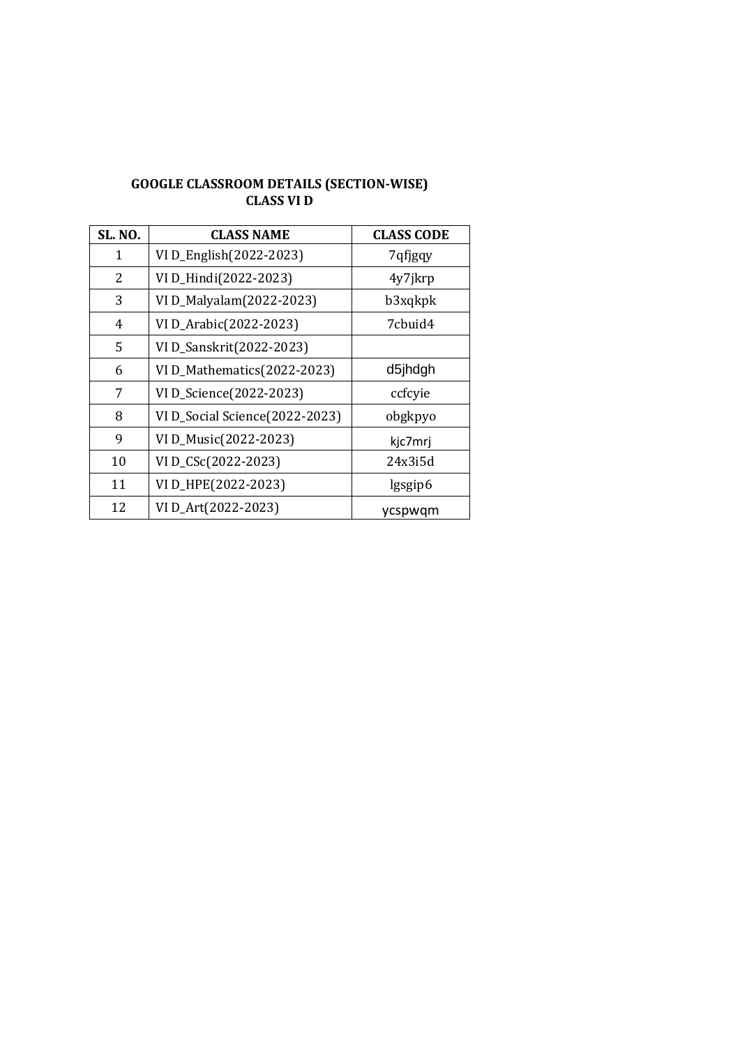**GOOGLE CLASSROOM DETAILS (SECTION-WISE)**
**CLASS VI D**

| SL. NO. | CLASS NAME | CLASS CODE |
|---|---|---|
| 1 | VI D_English(2022-2023) | 7qfjgqy |
| 2 | VI D_Hindi(2022-2023) | 4y7jkrp |
| 3 | VI D_Malyalam(2022-2023) | b3xqkpk |
| 4 | VI D_Arabic(2022-2023) | 7cbuid4 |
| 5 | VI D_Sanskrit(2022-2023) | |
| 6 | VI D_Mathematics(2022-2023) | d5jhdgh |
| 7 | VI D_Science(2022-2023) | ccfcyie |
| 8 | VI D_Social Science(2022-2023) | obgkpyo |
| 9 | VI D_Music(2022-2023) | kjc7mrj |
| 10 | VI D_CSc(2022-2023) | 24x3i5d |
| 11 | VI D_HPE(2022-2023) | lgsgip6 |
| 12 | VI D_Art(2022-2023) | ycspwqm |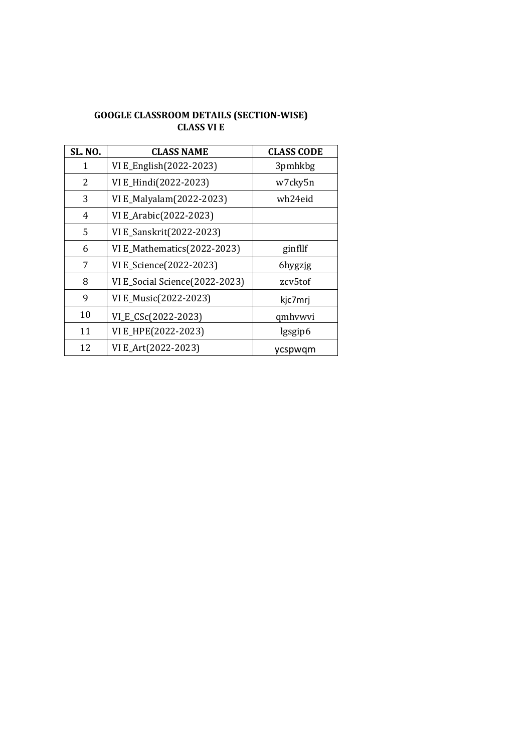**GOOGLE CLASSROOM DETAILS (SECTION-WISE)**
**CLASS VI E**

| SL. NO. | CLASS NAME | CLASS CODE |
|---|---|---|
| 1 | VI E_English(2022-2023) | 3pmhkbg |
| 2 | VI E_Hindi(2022-2023) | w7cky5n |
| 3 | VI E_Malyalam(2022-2023) | wh24eid |
| 4 | VI E_Arabic(2022-2023) | |
| 5 | VI E_Sanskrit(2022-2023) | |
| 6 | VI E_Mathematics(2022-2023) | ginfllf |
| 7 | VI E_Science(2022-2023) | 6hygzjg |
| 8 | VI E_Social Science(2022-2023) | zcv5tof |
| 9 | VI E_Music(2022-2023) | kjc7mrj |
| 10 | VI_E_CSc(2022-2023) | qmhvwvi |
| 11 | VI E_HPE(2022-2023) | lgsgip6 |
| 12 | VI E_Art(2022-2023) | ycspwqm |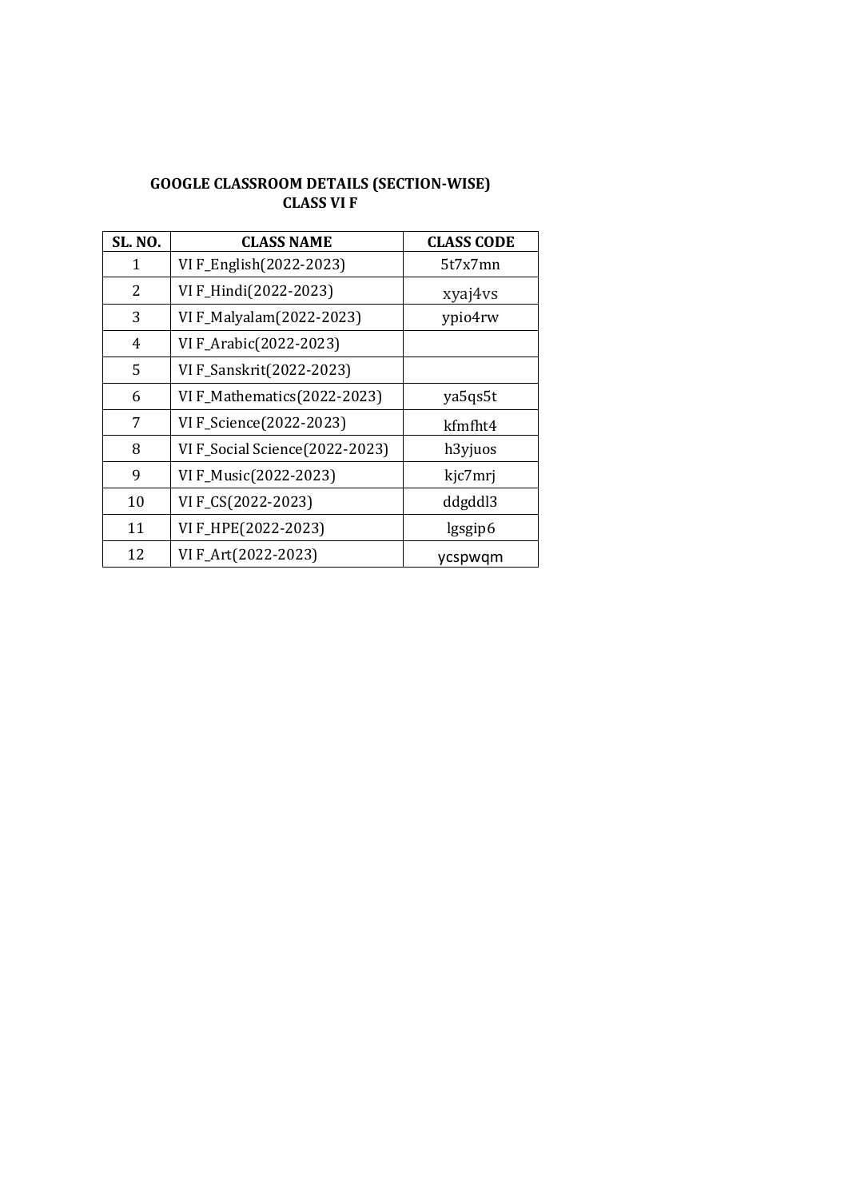**GOOGLE CLASSROOM DETAILS (SECTION-WISE)**
**CLASS VI F**

| SL. NO. | CLASS NAME | CLASS CODE |
|---|---|---|
| 1 | VI F_English(2022-2023) | 5t7x7mn |
| 2 | VI F_Hindi(2022-2023) | xyaj4vs |
| 3 | VI F_Malyalam(2022-2023) | ypio4rw |
| 4 | VI F_Arabic(2022-2023) | |
| 5 | VI F_Sanskrit(2022-2023) | |
| 6 | VI F_Mathematics(2022-2023) | ya5qs5t |
| 7 | VI F_Science(2022-2023) | kfmfht4 |
| 8 | VI F_Social Science(2022-2023) | h3yjuos |
| 9 | VI F_Music(2022-2023) | kjc7mrj |
| 10 | VI F_CS(2022-2023) | ddgddl3 |
| 11 | VI F_HPE(2022-2023) | lgsgip6 |
| 12 | VI F_Art(2022-2023) | ycspwqm |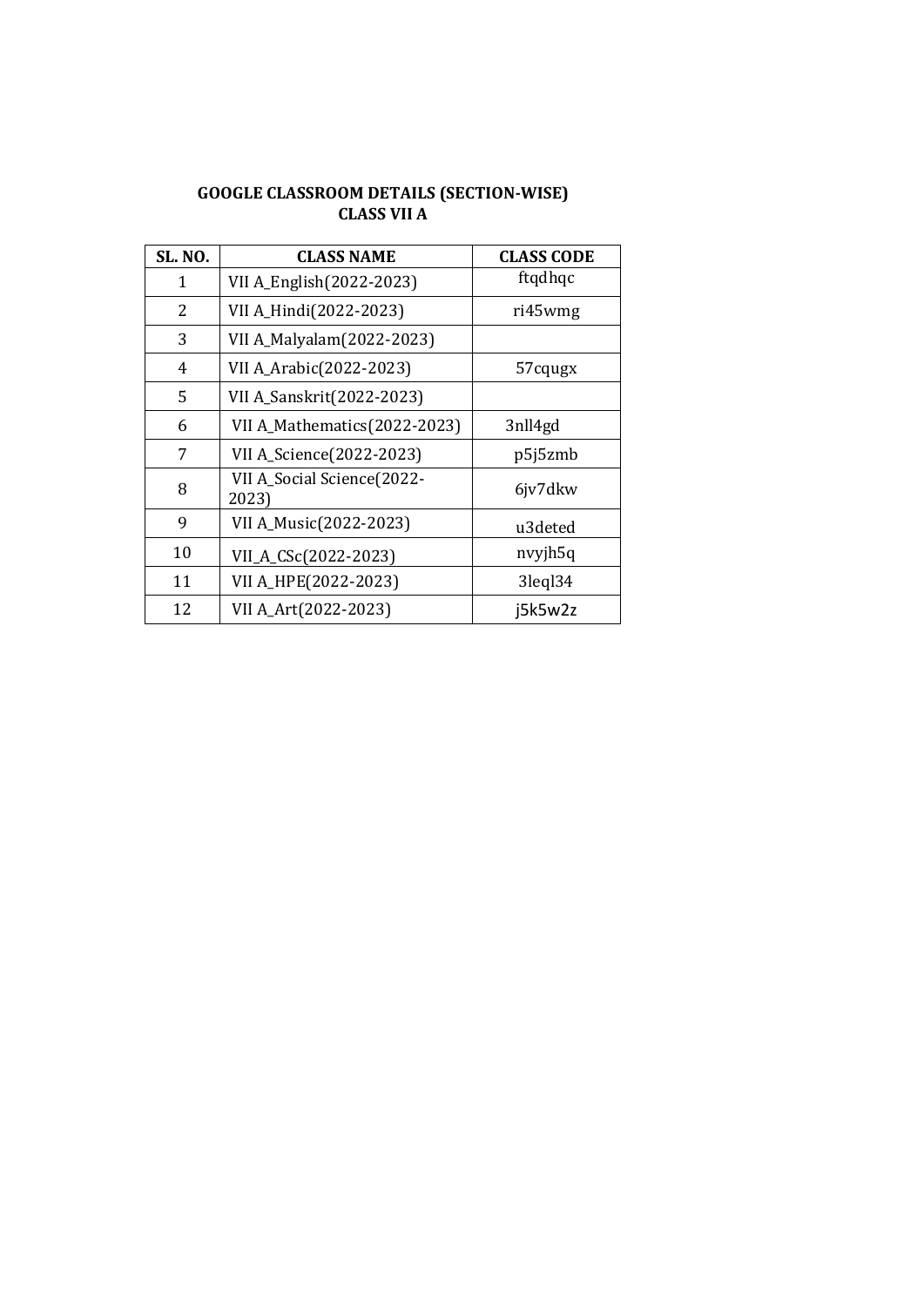**GOOGLE CLASSROOM DETAILS (SECTION-WISE)**
**CLASS VII A**

| SL. NO. | CLASS NAME | CLASS CODE |
|---|---|---|
| 1 | VII A_English(2022-2023) | ftqdhqc |
| 2 | VII A_Hindi(2022-2023) | ri45wmg |
| 3 | VII A_Malyalam(2022-2023) | |
| 4 | VII A_Arabic(2022-2023) | 57cqugx |
| 5 | VII A_Sanskrit(2022-2023) | |
| 6 | VII A_Mathematics(2022-2023) | 3nll4gd |
| 7 | VII A_Science(2022-2023) | p5j5zmb |
| 8 | VII A_Social Science(2022-2023) | 6jv7dkw |
| 9 | VII A_Music(2022-2023) | u3deted |
| 10 | VII_A_CSc(2022-2023) | nvyjh5q |
| 11 | VII A_HPE(2022-2023) | 3leql34 |
| 12 | VII A_Art(2022-2023) | j5k5w2z |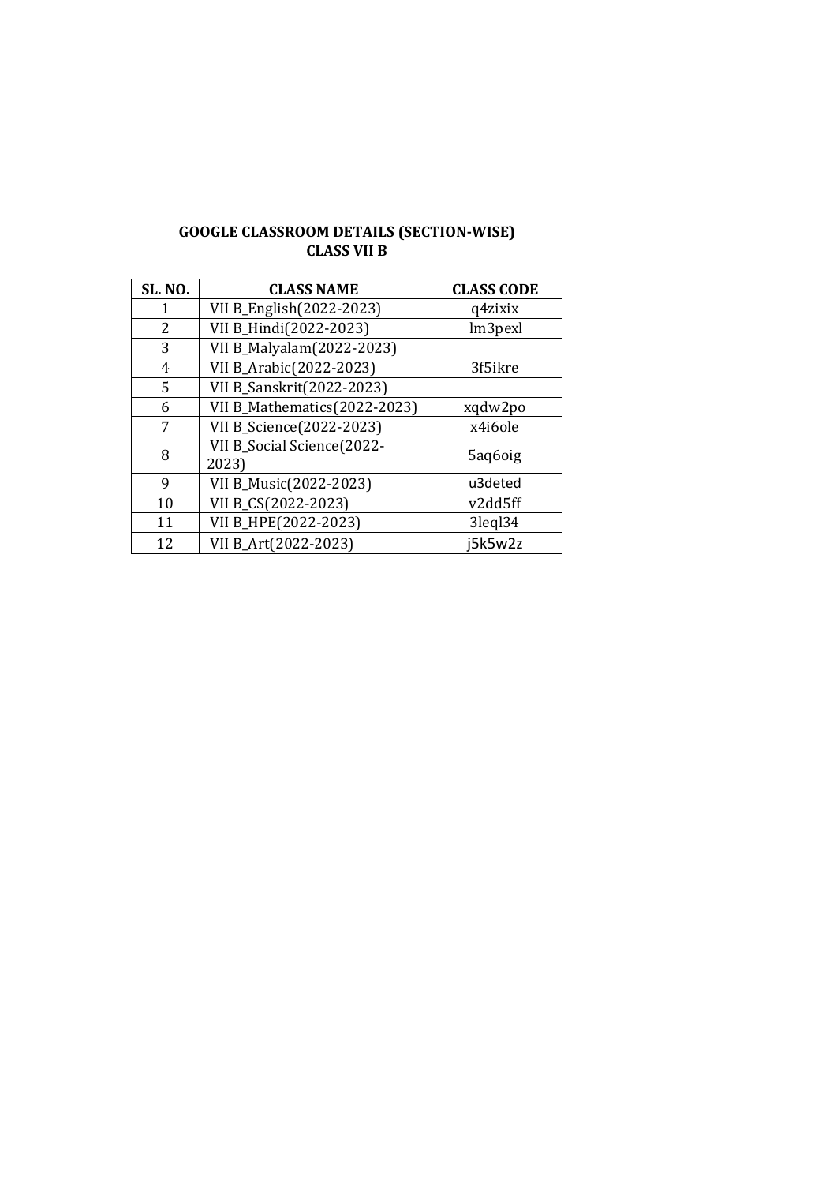**GOOGLE CLASSROOM DETAILS (SECTION-WISE)**
**CLASS VII B**

| SL. NO. | CLASS NAME | CLASS CODE |
|---|---|---|
| 1 | VII B_English(2022-2023) | q4zixix |
| 2 | VII B_Hindi(2022-2023) | lm3pexl |
| 3 | VII B_Malyalam(2022-2023) | |
| 4 | VII B_Arabic(2022-2023) | 3f5ikre |
| 5 | VII B_Sanskrit(2022-2023) | |
| 6 | VII B_Mathematics(2022-2023) | xqdw2po |
| 7 | VII B_Science(2022-2023) | x4i6ole |
| 8 | VII B_Social Science(2022-2023) | 5aq6oig |
| 9 | VII B_Music(2022-2023) | u3deted |
| 10 | VII B_CS(2022-2023) | v2dd5ff |
| 11 | VII B_HPE(2022-2023) | 3leql34 |
| 12 | VII B_Art(2022-2023) | j5k5w2z |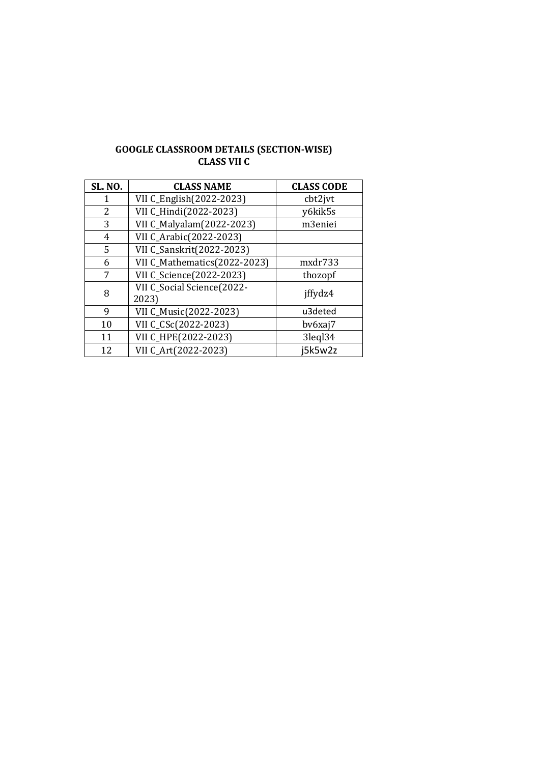**GOOGLE CLASSROOM DETAILS (SECTION-WISE)**
**CLASS VII C**

| SL. NO. | CLASS NAME | CLASS CODE |
|---|---|---|
| 1 | VII C_English(2022-2023) | cbt2jvt |
| 2 | VII C_Hindi(2022-2023) | y6kik5s |
| 3 | VII C_Malyalam(2022-2023) | m3eniei |
| 4 | VII C_Arabic(2022-2023) | |
| 5 | VII C_Sanskrit(2022-2023) | |
| 6 | VII C_Mathematics(2022-2023) | mxdr733 |
| 7 | VII C_Science(2022-2023) | thozopf |
| 8 | VII C_Social Science(2022-2023) | jffydz4 |
| 9 | VII C_Music(2022-2023) | u3deted |
| 10 | VII C_CSc(2022-2023) | bv6xaj7 |
| 11 | VII C_HPE(2022-2023) | 3leql34 |
| 12 | VII C_Art(2022-2023) | j5k5w2z |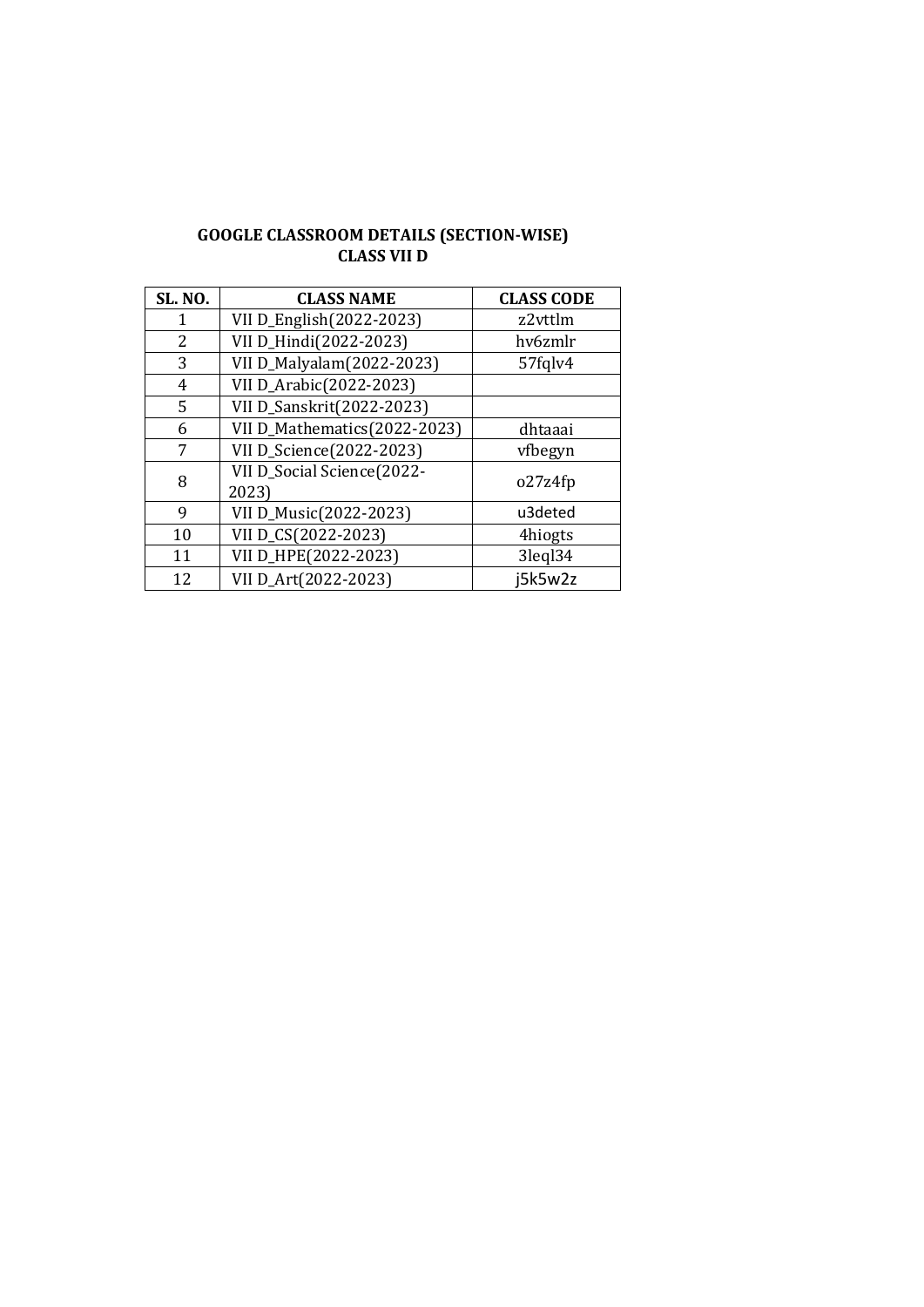**GOOGLE CLASSROOM DETAILS (SECTION-WISE)**
**CLASS VII D**

| SL. NO. | CLASS NAME | CLASS CODE |
|---|---|---|
| 1 | VII D_English(2022-2023) | z2vttlm |
| 2 | VII D_Hindi(2022-2023) | hv6zmlr |
| 3 | VII D_Malyalam(2022-2023) | 57fqlv4 |
| 4 | VII D_Arabic(2022-2023) | |
| 5 | VII D_Sanskrit(2022-2023) | |
| 6 | VII D_Mathematics(2022-2023) | dhtaaai |
| 7 | VII D_Science(2022-2023) | vfbegyn |
| 8 | VII D_Social Science(2022-2023) | o27z4fp |
| 9 | VII D_Music(2022-2023) | u3deted |
| 10 | VII D_CS(2022-2023) | 4hiogts |
| 11 | VII D_HPE(2022-2023) | 3leql34 |
| 12 | VII D_Art(2022-2023) | j5k5w2z |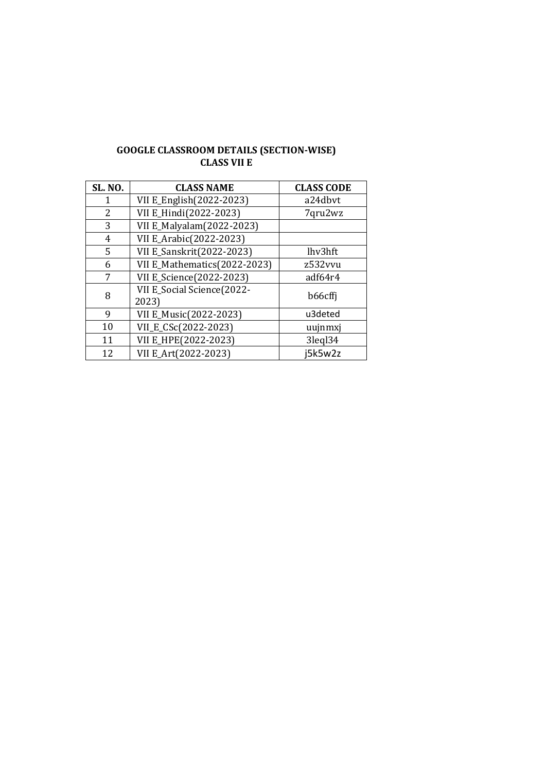**GOOGLE CLASSROOM DETAILS (SECTION-WISE)**
**CLASS VII E**

| SL. NO. | CLASS NAME | CLASS CODE |
|---|---|---|
| 1 | VII E_English(2022-2023) | a24dbvt |
| 2 | VII E_Hindi(2022-2023) | 7qru2wz |
| 3 | VII E_Malyalam(2022-2023) | |
| 4 | VII E_Arabic(2022-2023) | |
| 5 | VII E_Sanskrit(2022-2023) | lhv3hft |
| 6 | VII E_Mathematics(2022-2023) | z532vvu |
| 7 | VII E_Science(2022-2023) | adf64r4 |
| 8 | VII E_Social Science(2022-2023) | b66cffj |
| 9 | VII E_Music(2022-2023) | u3deted |
| 10 | VII_E_CSc(2022-2023) | uujnmxj |
| 11 | VII E_HPE(2022-2023) | 3leql34 |
| 12 | VII E_Art(2022-2023) | j5k5w2z |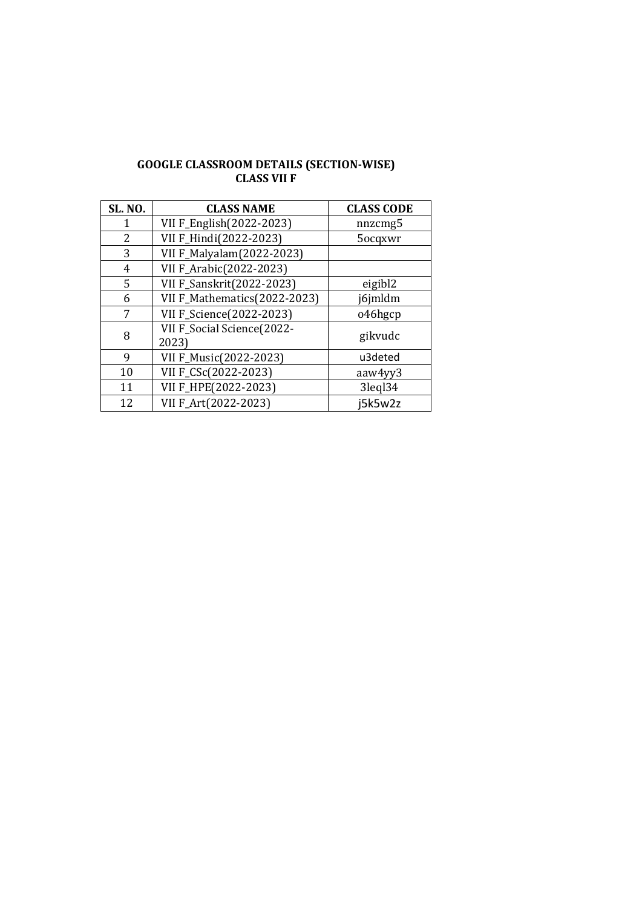**GOOGLE CLASSROOM DETAILS (SECTION-WISE)**
**CLASS VII F**

| SL. NO. | CLASS NAME | CLASS CODE |
|---|---|---|
| 1 | VII F_English(2022-2023) | nnzcmg5 |
| 2 | VII F_Hindi(2022-2023) | 5ocqxwr |
| 3 | VII F_Malyalam(2022-2023) | |
| 4 | VII F_Arabic(2022-2023) | |
| 5 | VII F_Sanskrit(2022-2023) | eigibl2 |
| 6 | VII F_Mathematics(2022-2023) | j6jmldm |
| 7 | VII F_Science(2022-2023) | o46hgcp |
| 8 | VII F_Social Science(2022-2023) | gikvudc |
| 9 | VII F_Music(2022-2023) | u3deted |
| 10 | VII F_CSc(2022-2023) | aaw4yy3 |
| 11 | VII F_HPE(2022-2023) | 3leql34 |
| 12 | VII F_Art(2022-2023) | j5k5w2z |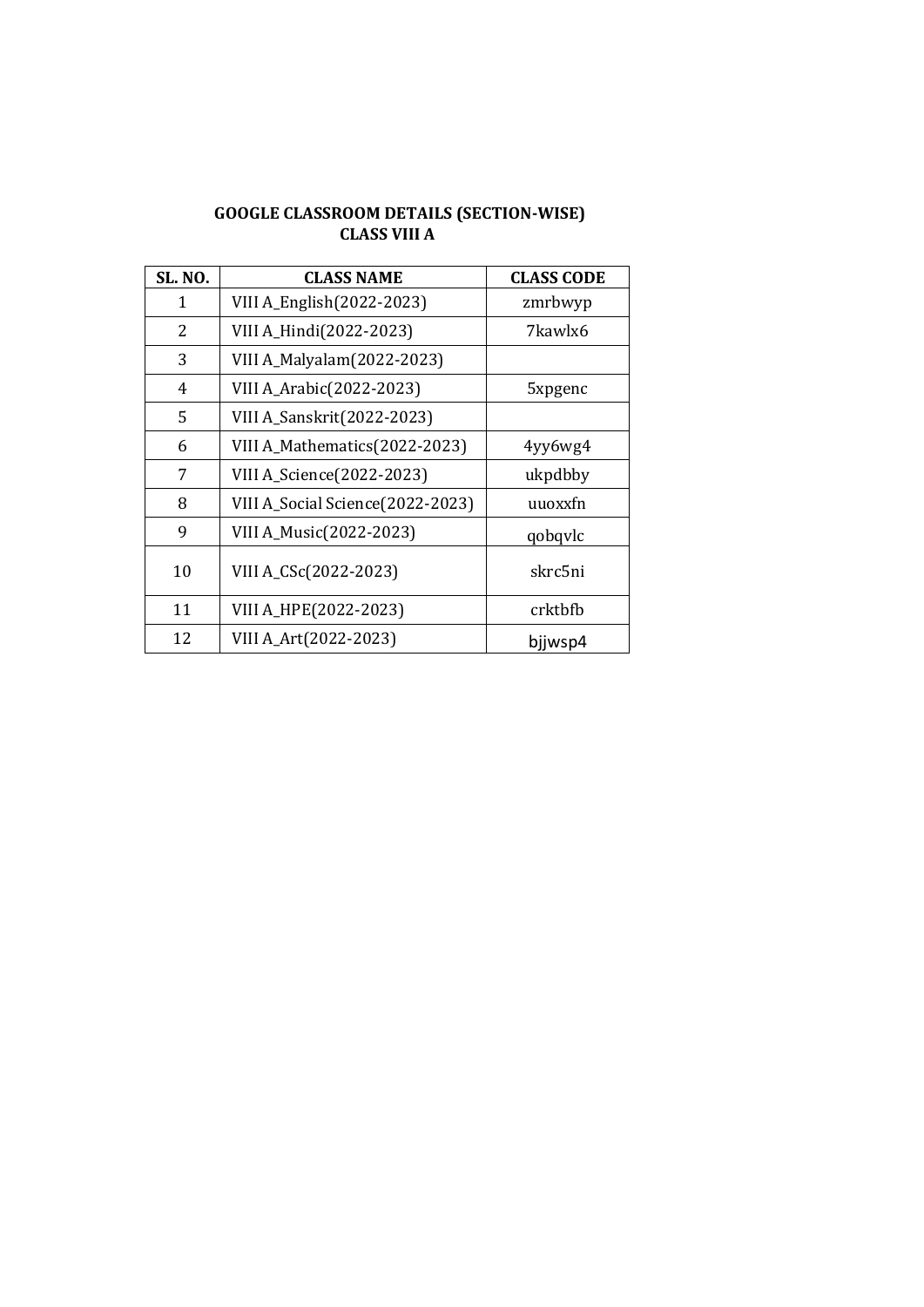**GOOGLE CLASSROOM DETAILS (SECTION-WISE)**
**CLASS VIII A**

| SL. NO. | CLASS NAME | CLASS CODE |
|---|---|---|
| 1 | VIII A_English(2022-2023) | zmrbwyp |
| 2 | VIII A_Hindi(2022-2023) | 7kawlx6 |
| 3 | VIII A_Malyalam(2022-2023) | |
| 4 | VIII A_Arabic(2022-2023) | 5xpgenc |
| 5 | VIII A_Sanskrit(2022-2023) | |
| 6 | VIII A_Mathematics(2022-2023) | 4yy6wg4 |
| 7 | VIII A_Science(2022-2023) | ukpdbby |
| 8 | VIII A_Social Science(2022-2023) | uuoxxfn |
| 9 | VIII A_Music(2022-2023) | qobqvlc |
| 10 | VIII A_CSc(2022-2023) | skrc5ni |
| 11 | VIII A_HPE(2022-2023) | crktbfb |
| 12 | VIII A_Art(2022-2023) | bjjwsp4 |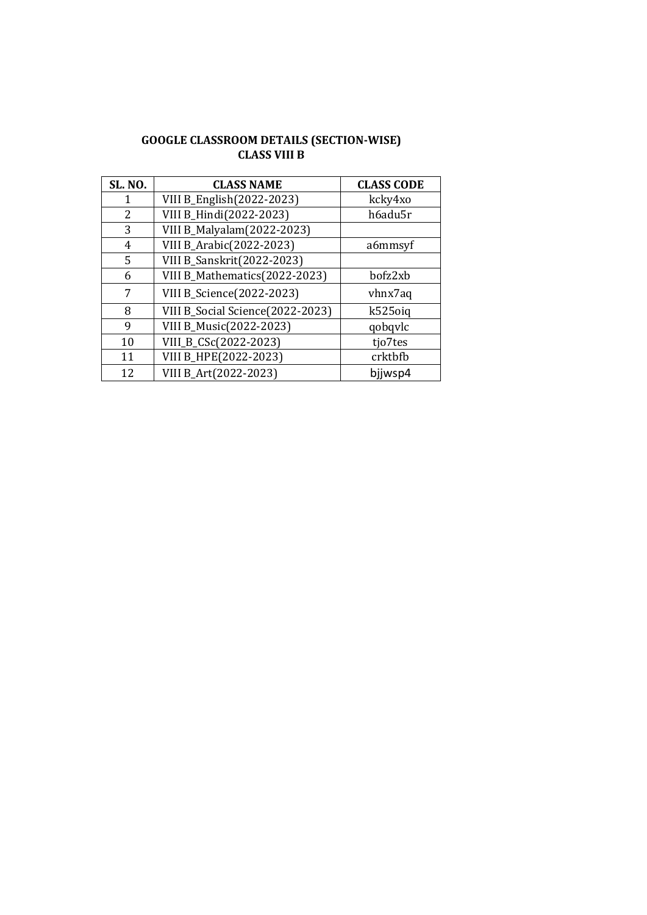**GOOGLE CLASSROOM DETAILS (SECTION-WISE)**
**CLASS VIII B**

| SL. NO. | CLASS NAME | CLASS CODE |
|---|---|---|
| 1 | VIII B_English(2022-2023) | kcky4xo |
| 2 | VIII B_Hindi(2022-2023) | h6adu5r |
| 3 | VIII B_Malyalam(2022-2023) | |
| 4 | VIII B_Arabic(2022-2023) | a6mmsyf |
| 5 | VIII B_Sanskrit(2022-2023) | |
| 6 | VIII B_Mathematics(2022-2023) | bofz2xb |
| 7 | VIII B_Science(2022-2023) | vhnx7aq |
| 8 | VIII B_Social Science(2022-2023) | k525oiq |
| 9 | VIII B_Music(2022-2023) | qobqvlc |
| 10 | VIII_B_CSc(2022-2023) | tjo7tes |
| 11 | VIII B_HPE(2022-2023) | crktbfb |
| 12 | VIII B_Art(2022-2023) | bjjwsp4 |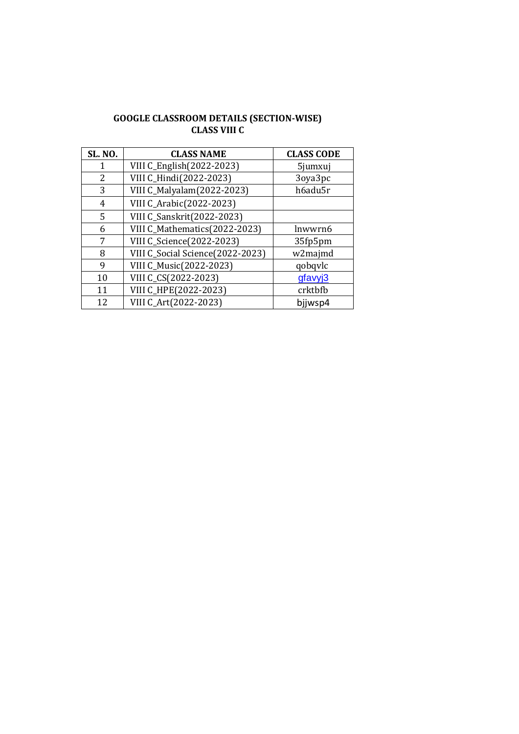**GOOGLE CLASSROOM DETAILS (SECTION-WISE)**
**CLASS VIII C**

| SL. NO. | CLASS NAME | CLASS CODE |
|---|---|---|
| 1 | VIII C_English(2022-2023) | 5jumxuj |
| 2 | VIII C_Hindi(2022-2023) | 3oya3pc |
| 3 | VIII C_Malyalam(2022-2023) | h6adu5r |
| 4 | VIII C_Arabic(2022-2023) | |
| 5 | VIII C_Sanskrit(2022-2023) | |
| 6 | VIII C_Mathematics(2022-2023) | lnwwrn6 |
| 7 | VIII C_Science(2022-2023) | 35fp5pm |
| 8 | VIII C_Social Science(2022-2023) | w2majmd |
| 9 | VIII C_Music(2022-2023) | qobqvlc |
| 10 | VIII C_CS(2022-2023) | gfavyj3 |
| 11 | VIII C_HPE(2022-2023) | crktbfb |
| 12 | VIII C_Art(2022-2023) | bjjwsp4 |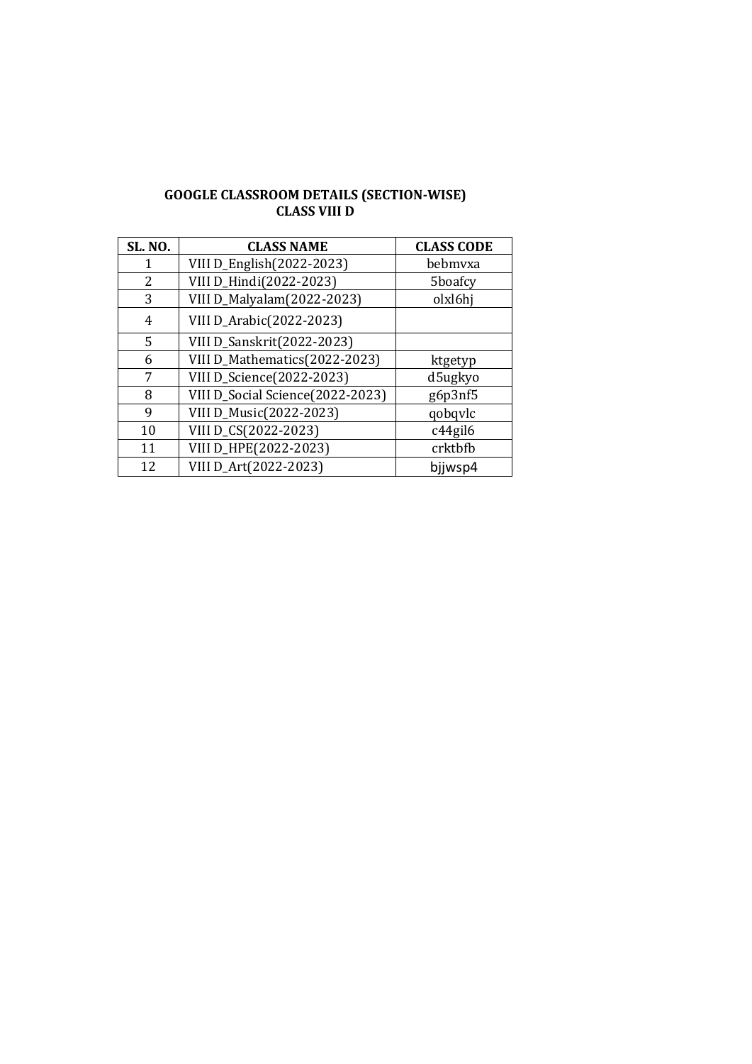**GOOGLE CLASSROOM DETAILS (SECTION-WISE)**
**CLASS VIII D**

| SL. NO. | CLASS NAME | CLASS CODE |
|---|---|---|
| 1 | VIII D_English(2022-2023) | bebmvxa |
| 2 | VIII D_Hindi(2022-2023) | 5boafcy |
| 3 | VIII D_Malyalam(2022-2023) | olxl6hj |
| 4 | VIII D_Arabic(2022-2023) | |
| 5 | VIII D_Sanskrit(2022-2023) | |
| 6 | VIII D_Mathematics(2022-2023) | ktgetyp |
| 7 | VIII D_Science(2022-2023) | d5ugkyo |
| 8 | VIII D_Social Science(2022-2023) | g6p3nf5 |
| 9 | VIII D_Music(2022-2023) | qobqvlc |
| 10 | VIII D_CS(2022-2023) | c44gil6 |
| 11 | VIII D_HPE(2022-2023) | crktbfb |
| 12 | VIII D_Art(2022-2023) | bjjwsp4 |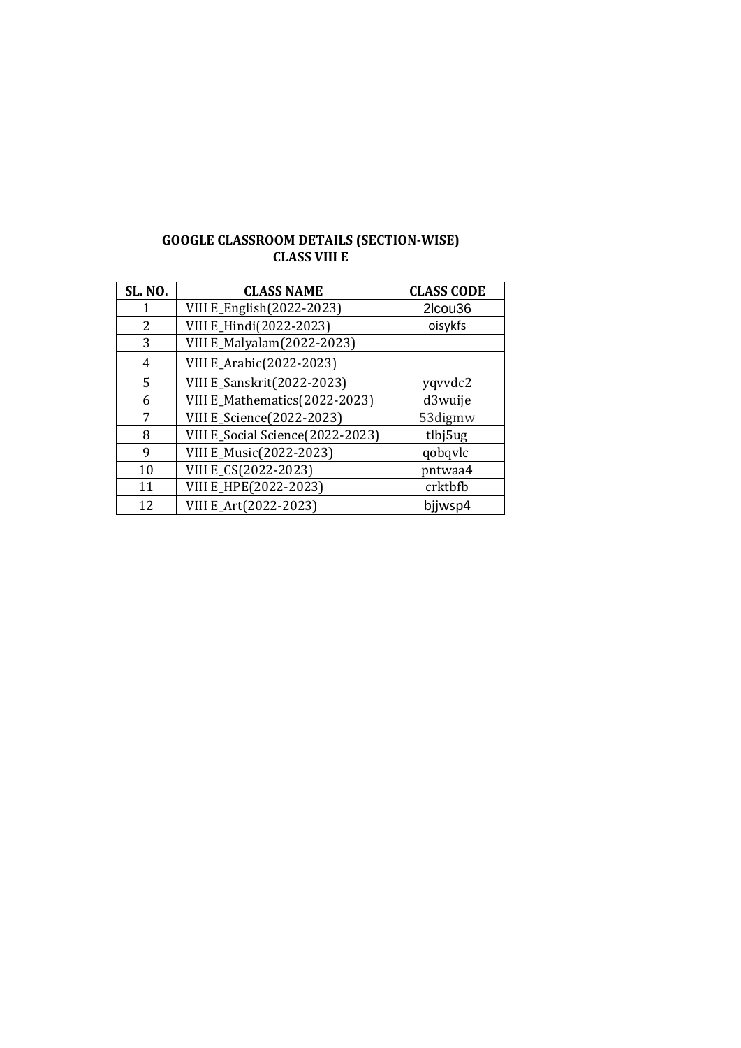**GOOGLE CLASSROOM DETAILS (SECTION-WISE)**
**CLASS VIII E**

| SL. NO. | CLASS NAME | CLASS CODE |
|---|---|---|
| 1 | VIII E_English(2022-2023) | 2lcou36 |
| 2 | VIII E_Hindi(2022-2023) | oisykfs |
| 3 | VIII E_Malyalam(2022-2023) | |
| 4 | VIII E_Arabic(2022-2023) | |
| 5 | VIII E_Sanskrit(2022-2023) | yqvvdc2 |
| 6 | VIII E_Mathematics(2022-2023) | d3wuije |
| 7 | VIII E_Science(2022-2023) | 53digmw |
| 8 | VIII E_Social Science(2022-2023) | tlbj5ug |
| 9 | VIII E_Music(2022-2023) | qobqvlc |
| 10 | VIII E_CS(2022-2023) | pntwaa4 |
| 11 | VIII E_HPE(2022-2023) | crktbfb |
| 12 | VIII E_Art(2022-2023) | bjjwsp4 |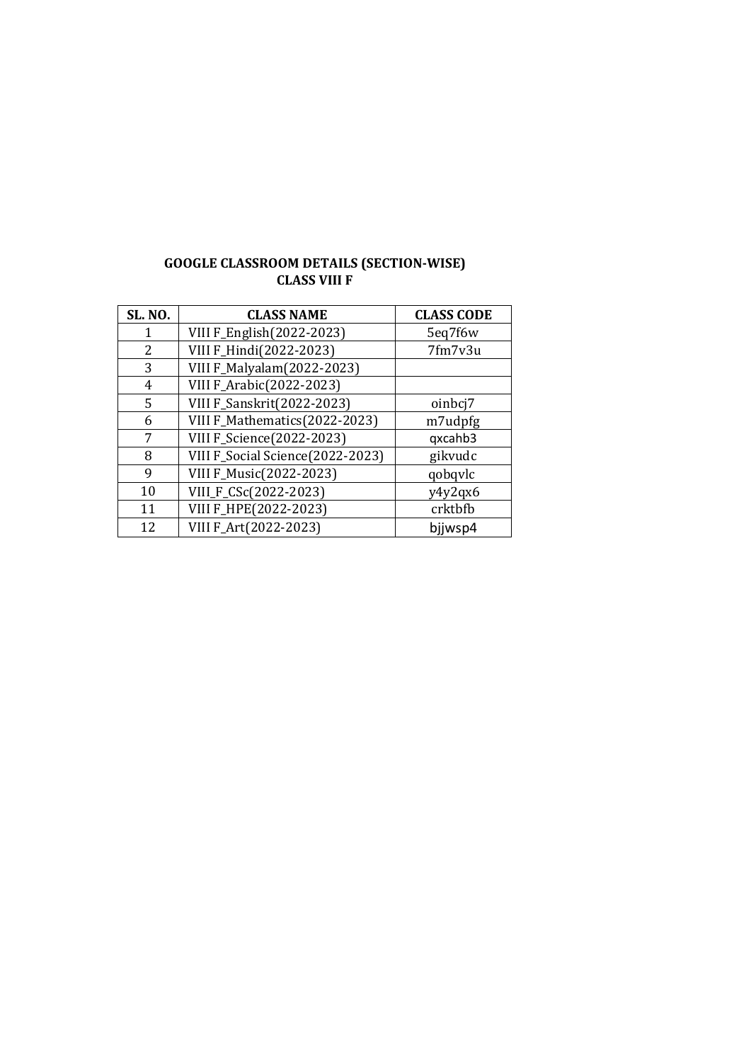**GOOGLE CLASSROOM DETAILS (SECTION-WISE)**
**CLASS VIII F**

| SL. NO. | CLASS NAME | CLASS CODE |
|---|---|---|
| 1 | VIII F_English(2022-2023) | 5eq7f6w |
| 2 | VIII F_Hindi(2022-2023) | 7fm7v3u |
| 3 | VIII F_Malyalam(2022-2023) | |
| 4 | VIII F_Arabic(2022-2023) | |
| 5 | VIII F_Sanskrit(2022-2023) | oinbcj7 |
| 6 | VIII F_Mathematics(2022-2023) | m7udpfg |
| 7 | VIII F_Science(2022-2023) | qxcahb3 |
| 8 | VIII F_Social Science(2022-2023) | gikvudc |
| 9 | VIII F_Music(2022-2023) | qobqvlc |
| 10 | VIII_F_CSc(2022-2023) | y4y2qx6 |
| 11 | VIII F_HPE(2022-2023) | crktbfb |
| 12 | VIII F_Art(2022-2023) | bjjwsp4 |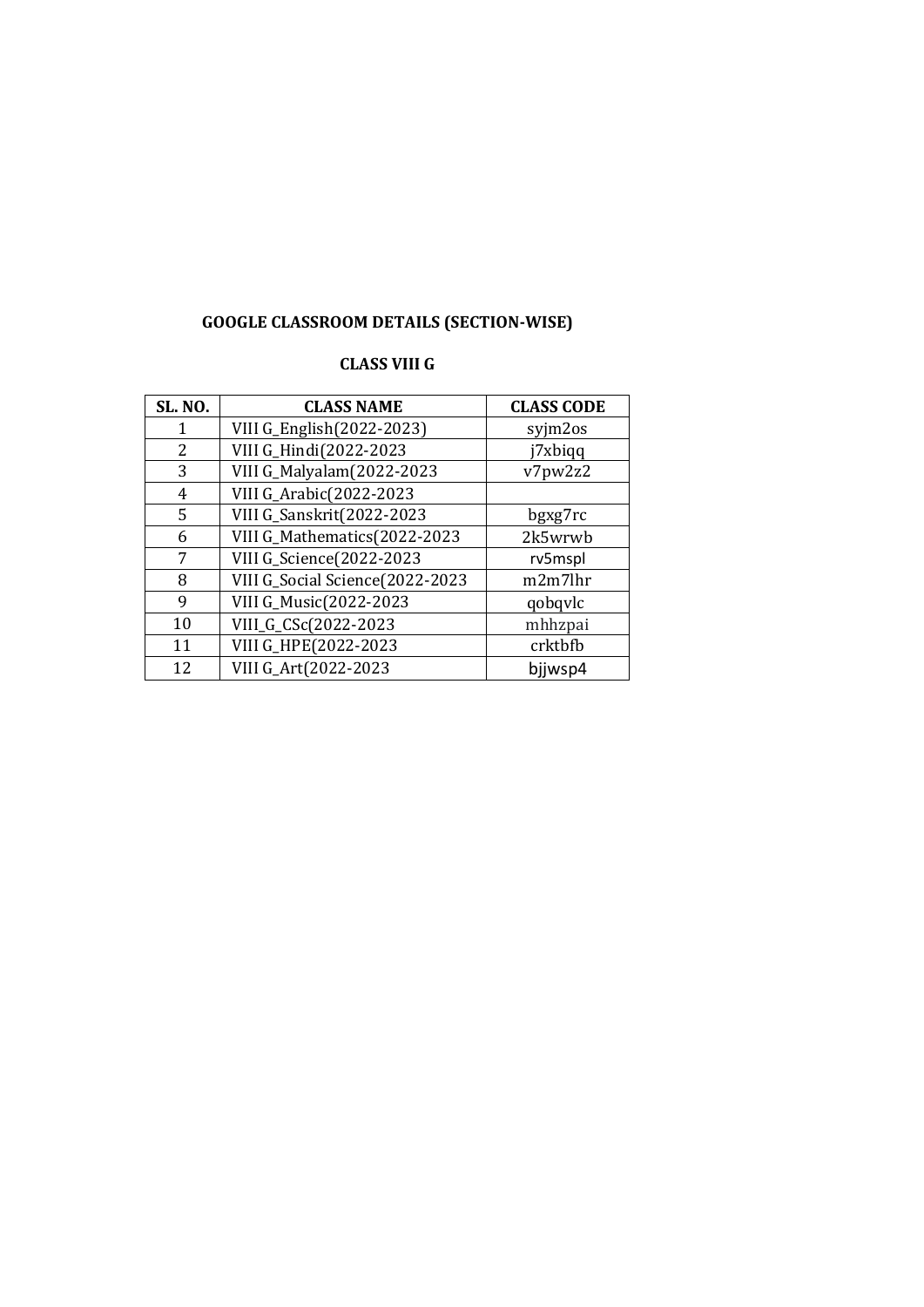**GOOGLE CLASSROOM DETAILS (SECTION-WISE)**

**CLASS VIII G**

| SL. NO. | CLASS NAME | CLASS CODE |
|---|---|---|
| 1 | VIII G_English(2022-2023) | syjm2os |
| 2 | VIII G_Hindi(2022-2023 | j7xbiqq |
| 3 | VIII G_Malyalam(2022-2023 | v7pw2z2 |
| 4 | VIII G_Arabic(2022-2023 | |
| 5 | VIII G_Sanskrit(2022-2023 | bgxg7rc |
| 6 | VIII G_Mathematics(2022-2023 | 2k5wrwb |
| 7 | VIII G_Science(2022-2023 | rv5mspl |
| 8 | VIII G_Social Science(2022-2023 | m2m7lhr |
| 9 | VIII G_Music(2022-2023 | qobqvlc |
| 10 | VIII_G_CSc(2022-2023 | mhhzpai |
| 11 | VIII G_HPE(2022-2023 | crktbfb |
| 12 | VIII G_Art(2022-2023 | bjjwsp4 |